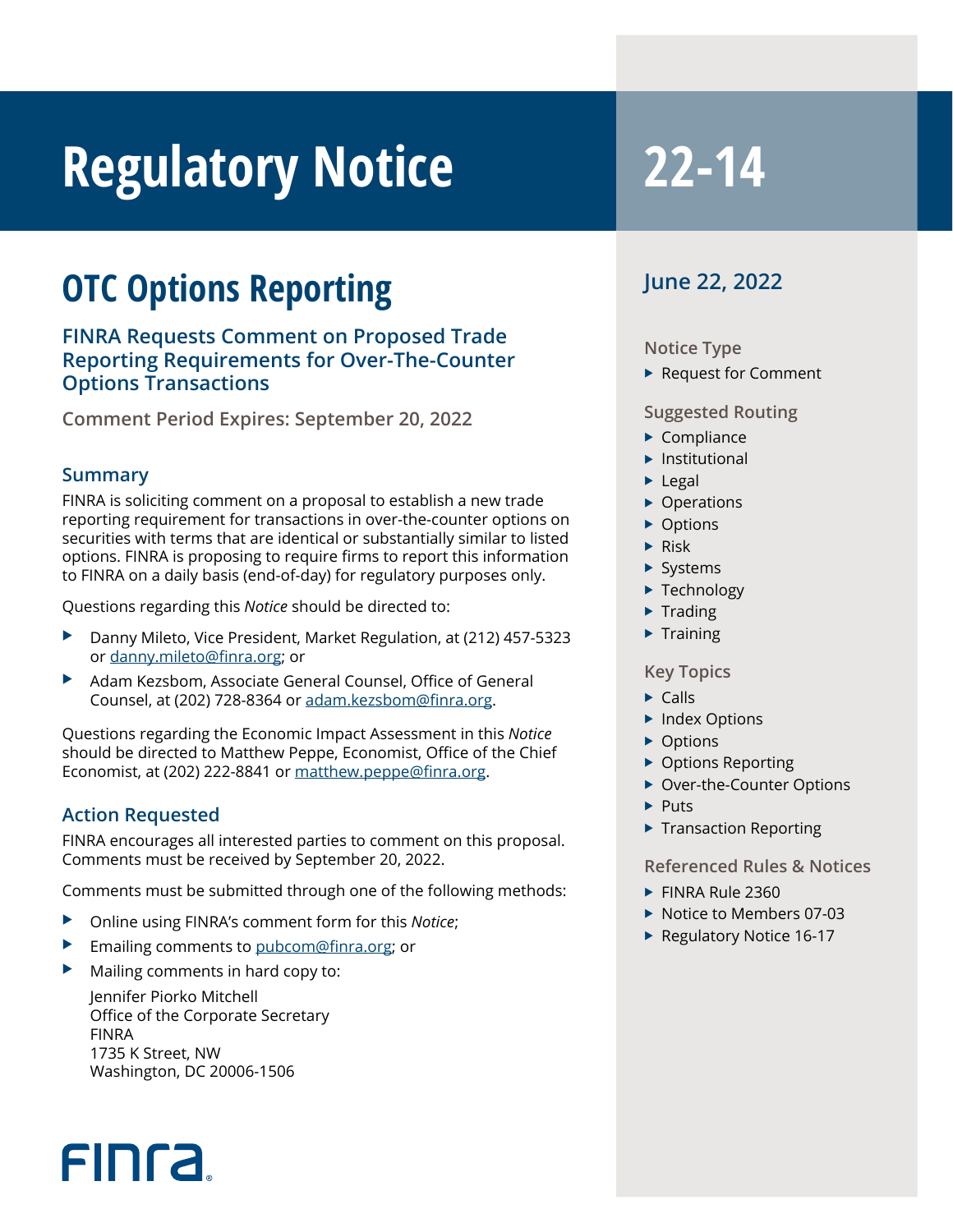# Regulatory Notice 22-14

## OTC Options Reporting

### FINRA Requests Comment on Proposed Trade Reporting Requirements for Over-The-Counter Options Transactions

**Comment Period Expires: September 20, 2022**

### Summary

FINRA is soliciting comment on a proposal to establish a new trade reporting requirement for transactions in over-the-counter options on securities with terms that are identical or substantially similar to listed options. FINRA is proposing to require firms to report this information to FINRA on a daily basis (end-of-day) for regulatory purposes only.

Questions regarding this *Notice* should be directed to:

- Danny Mileto, Vice President, Market Regulation, at (212) 457-5323 or danny.mileto@finra.org; or
- Adam Kezsbom, Associate General Counsel, Office of General Counsel, at (202) 728-8364 or adam.kezsbom@finra.org.

Questions regarding the Economic Impact Assessment in this *Notice* should be directed to Matthew Peppe, Economist, Office of the Chief Economist, at (202) 222-8841 or matthew.peppe@finra.org.

### Action Requested

FINRA encourages all interested parties to comment on this proposal. Comments must be received by September 20, 2022.

Comments must be submitted through one of the following methods:

- Online using FINRA's comment form for this *Notice*;
- Emailing comments to pubcom@finra.org; or
- Mailing comments in hard copy to:

  Jennifer Piorko Mitchell
  Office of the Corporate Secretary
  FINRA
  1735 K Street, NW
  Washington, DC 20006-1506

FINRA

**June 22, 2022**

**Notice Type**

- Request for Comment

**Suggested Routing**

- Compliance
- Institutional
- Legal
- Operations
- Options
- Risk
- Systems
- Technology
- Trading
- Training

**Key Topics**

- Calls
- Index Options
- Options
- Options Reporting
- Over-the-Counter Options
- Puts
- Transaction Reporting

**Referenced Rules & Notices**

- FINRA Rule 2360
- Notice to Members 07-03
- Regulatory Notice 16-17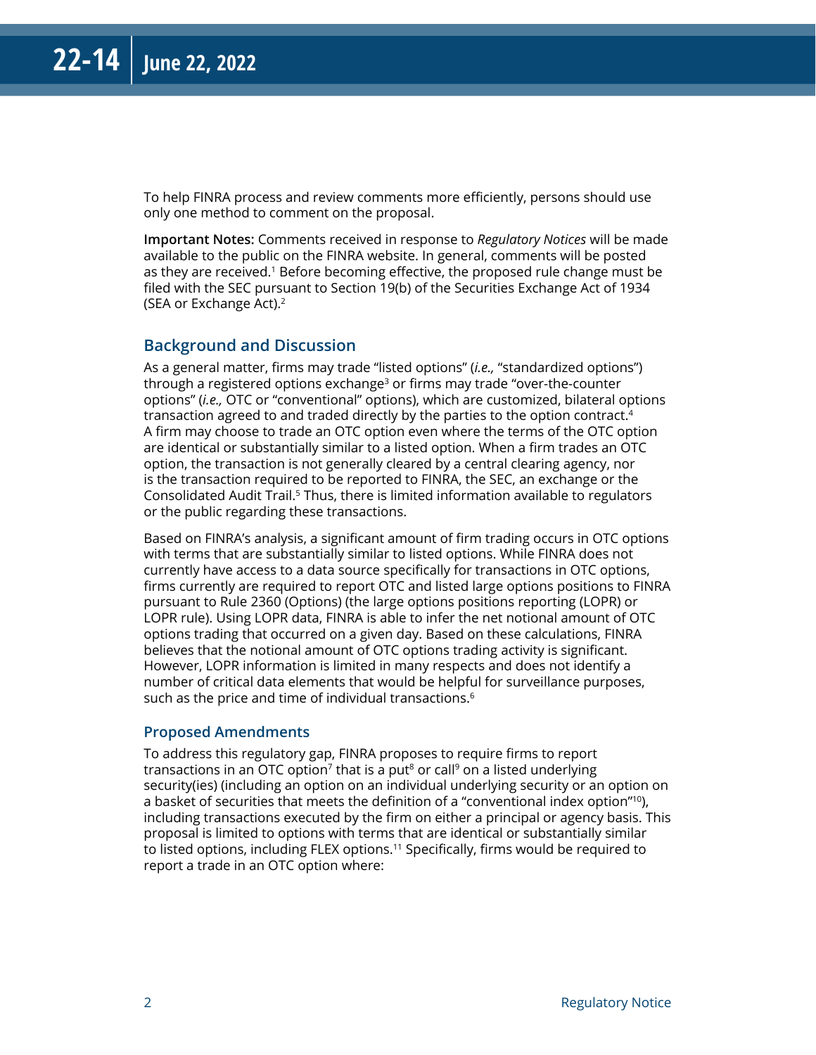To help FINRA process and review comments more efficiently, persons should use only one method to comment on the proposal.

**Important Notes:** Comments received in response to *Regulatory Notices* will be made available to the public on the FINRA website. In general, comments will be posted as they are received.[1] Before becoming effective, the proposed rule change must be filed with the SEC pursuant to Section 19(b) of the Securities Exchange Act of 1934 (SEA or Exchange Act).[2]

## Background and Discussion

As a general matter, firms may trade "listed options" (*i.e.,* "standardized options") through a registered options exchange[3] or firms may trade "over-the-counter options" (*i.e.,* OTC or "conventional" options), which are customized, bilateral options transaction agreed to and traded directly by the parties to the option contract.[4] A firm may choose to trade an OTC option even where the terms of the OTC option are identical or substantially similar to a listed option. When a firm trades an OTC option, the transaction is not generally cleared by a central clearing agency, nor is the transaction required to be reported to FINRA, the SEC, an exchange or the Consolidated Audit Trail.[5] Thus, there is limited information available to regulators or the public regarding these transactions.

Based on FINRA's analysis, a significant amount of firm trading occurs in OTC options with terms that are substantially similar to listed options. While FINRA does not currently have access to a data source specifically for transactions in OTC options, firms currently are required to report OTC and listed large options positions to FINRA pursuant to Rule 2360 (Options) (the large options positions reporting (LOPR) or LOPR rule). Using LOPR data, FINRA is able to infer the net notional amount of OTC options trading that occurred on a given day. Based on these calculations, FINRA believes that the notional amount of OTC options trading activity is significant. However, LOPR information is limited in many respects and does not identify a number of critical data elements that would be helpful for surveillance purposes, such as the price and time of individual transactions.[6]

### Proposed Amendments

To address this regulatory gap, FINRA proposes to require firms to report transactions in an OTC option[7] that is a put[8] or call[9] on a listed underlying security(ies) (including an option on an individual underlying security or an option on a basket of securities that meets the definition of a "conventional index option"[10]), including transactions executed by the firm on either a principal or agency basis. This proposal is limited to options with terms that are identical or substantially similar to listed options, including FLEX options.[11] Specifically, firms would be required to report a trade in an OTC option where: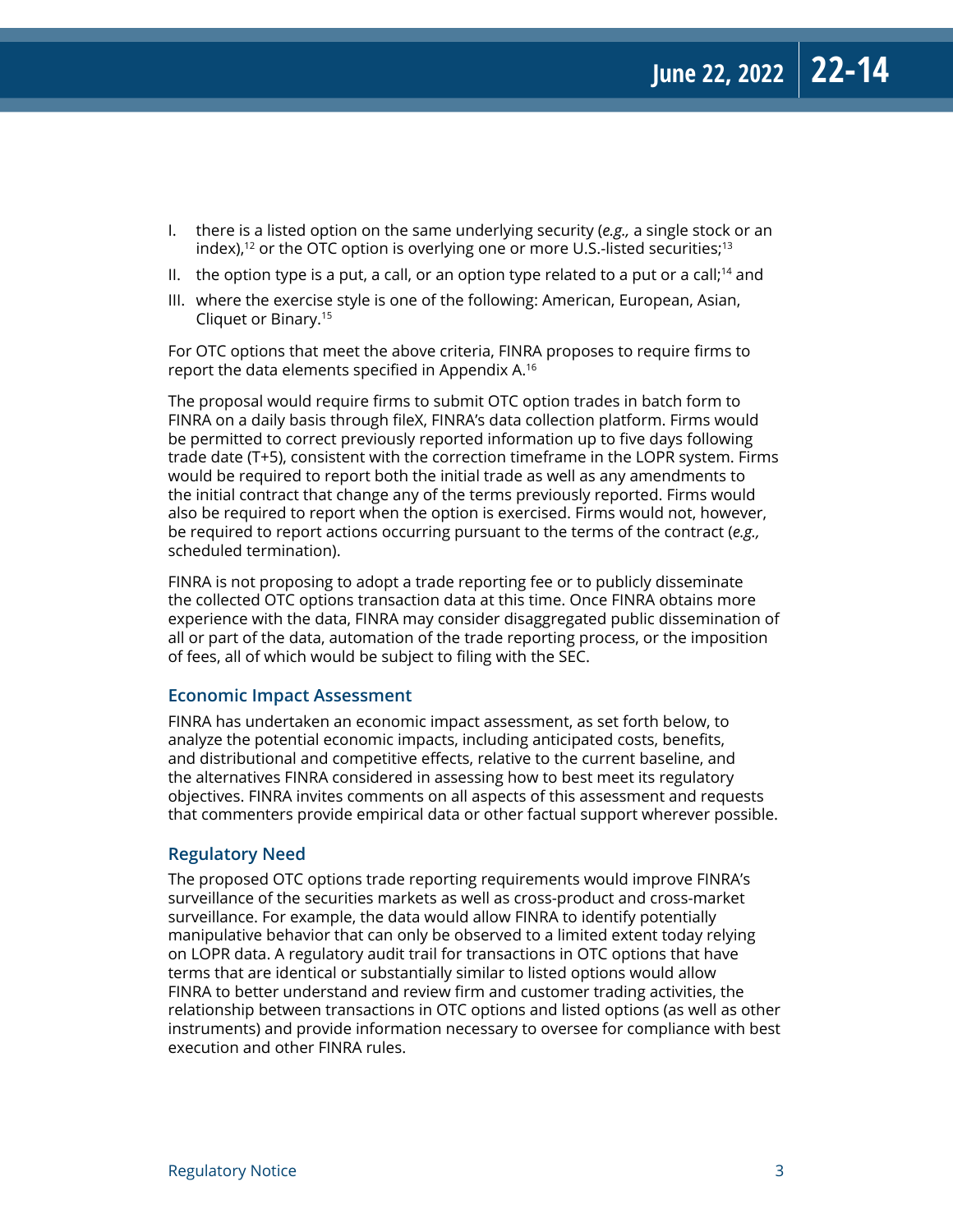I. there is a listed option on the same underlying security (*e.g.,* a single stock or an index),[12] or the OTC option is overlying one or more U.S.-listed securities;[13]

II. the option type is a put, a call, or an option type related to a put or a call;[14] and

III. where the exercise style is one of the following: American, European, Asian, Cliquet or Binary.[15]

For OTC options that meet the above criteria, FINRA proposes to require firms to report the data elements specified in Appendix A.[16]

The proposal would require firms to submit OTC option trades in batch form to FINRA on a daily basis through fileX, FINRA's data collection platform. Firms would be permitted to correct previously reported information up to five days following trade date (T+5), consistent with the correction timeframe in the LOPR system. Firms would be required to report both the initial trade as well as any amendments to the initial contract that change any of the terms previously reported. Firms would also be required to report when the option is exercised. Firms would not, however, be required to report actions occurring pursuant to the terms of the contract (*e.g.,* scheduled termination).

FINRA is not proposing to adopt a trade reporting fee or to publicly disseminate the collected OTC options transaction data at this time. Once FINRA obtains more experience with the data, FINRA may consider disaggregated public dissemination of all or part of the data, automation of the trade reporting process, or the imposition of fees, all of which would be subject to filing with the SEC.

## Economic Impact Assessment

FINRA has undertaken an economic impact assessment, as set forth below, to analyze the potential economic impacts, including anticipated costs, benefits, and distributional and competitive effects, relative to the current baseline, and the alternatives FINRA considered in assessing how to best meet its regulatory objectives. FINRA invites comments on all aspects of this assessment and requests that commenters provide empirical data or other factual support wherever possible.

## Regulatory Need

The proposed OTC options trade reporting requirements would improve FINRA's surveillance of the securities markets as well as cross-product and cross-market surveillance. For example, the data would allow FINRA to identify potentially manipulative behavior that can only be observed to a limited extent today relying on LOPR data. A regulatory audit trail for transactions in OTC options that have terms that are identical or substantially similar to listed options would allow FINRA to better understand and review firm and customer trading activities, the relationship between transactions in OTC options and listed options (as well as other instruments) and provide information necessary to oversee for compliance with best execution and other FINRA rules.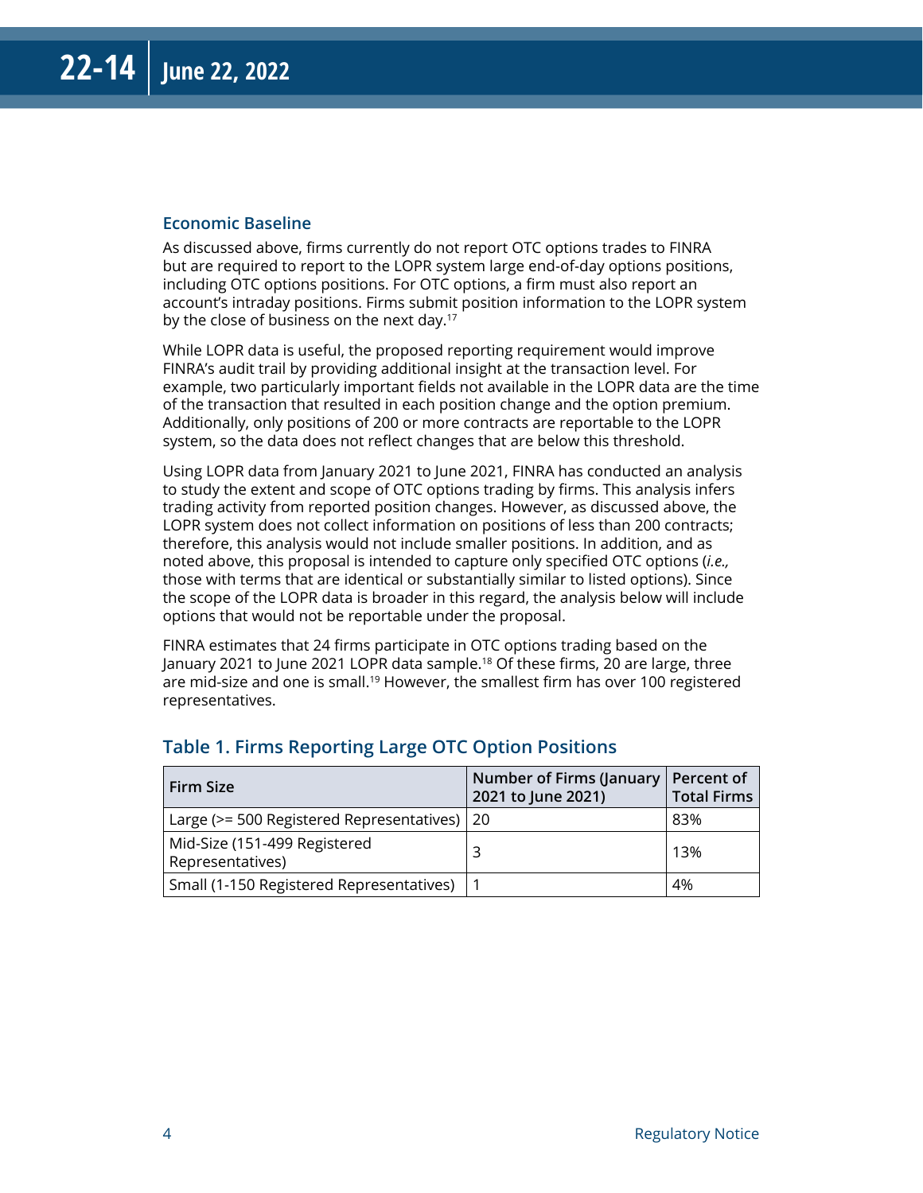### Economic Baseline

As discussed above, firms currently do not report OTC options trades to FINRA but are required to report to the LOPR system large end-of-day options positions, including OTC options positions. For OTC options, a firm must also report an account's intraday positions. Firms submit position information to the LOPR system by the close of business on the next day.[17]

While LOPR data is useful, the proposed reporting requirement would improve FINRA's audit trail by providing additional insight at the transaction level. For example, two particularly important fields not available in the LOPR data are the time of the transaction that resulted in each position change and the option premium. Additionally, only positions of 200 or more contracts are reportable to the LOPR system, so the data does not reflect changes that are below this threshold.

Using LOPR data from January 2021 to June 2021, FINRA has conducted an analysis to study the extent and scope of OTC options trading by firms. This analysis infers trading activity from reported position changes. However, as discussed above, the LOPR system does not collect information on positions of less than 200 contracts; therefore, this analysis would not include smaller positions. In addition, and as noted above, this proposal is intended to capture only specified OTC options (*i.e.,* those with terms that are identical or substantially similar to listed options). Since the scope of the LOPR data is broader in this regard, the analysis below will include options that would not be reportable under the proposal.

FINRA estimates that 24 firms participate in OTC options trading based on the January 2021 to June 2021 LOPR data sample.[18] Of these firms, 20 are large, three are mid-size and one is small.[19] However, the smallest firm has over 100 registered representatives.

### Table 1. Firms Reporting Large OTC Option Positions

| Firm Size | Number of Firms (January 2021 to June 2021) | Percent of Total Firms |
|---|---|---|
| Large (>= 500 Registered Representatives) | 20 | 83% |
| Mid-Size (151-499 Registered Representatives) | 3 | 13% |
| Small (1-150 Registered Representatives) | 1 | 4% |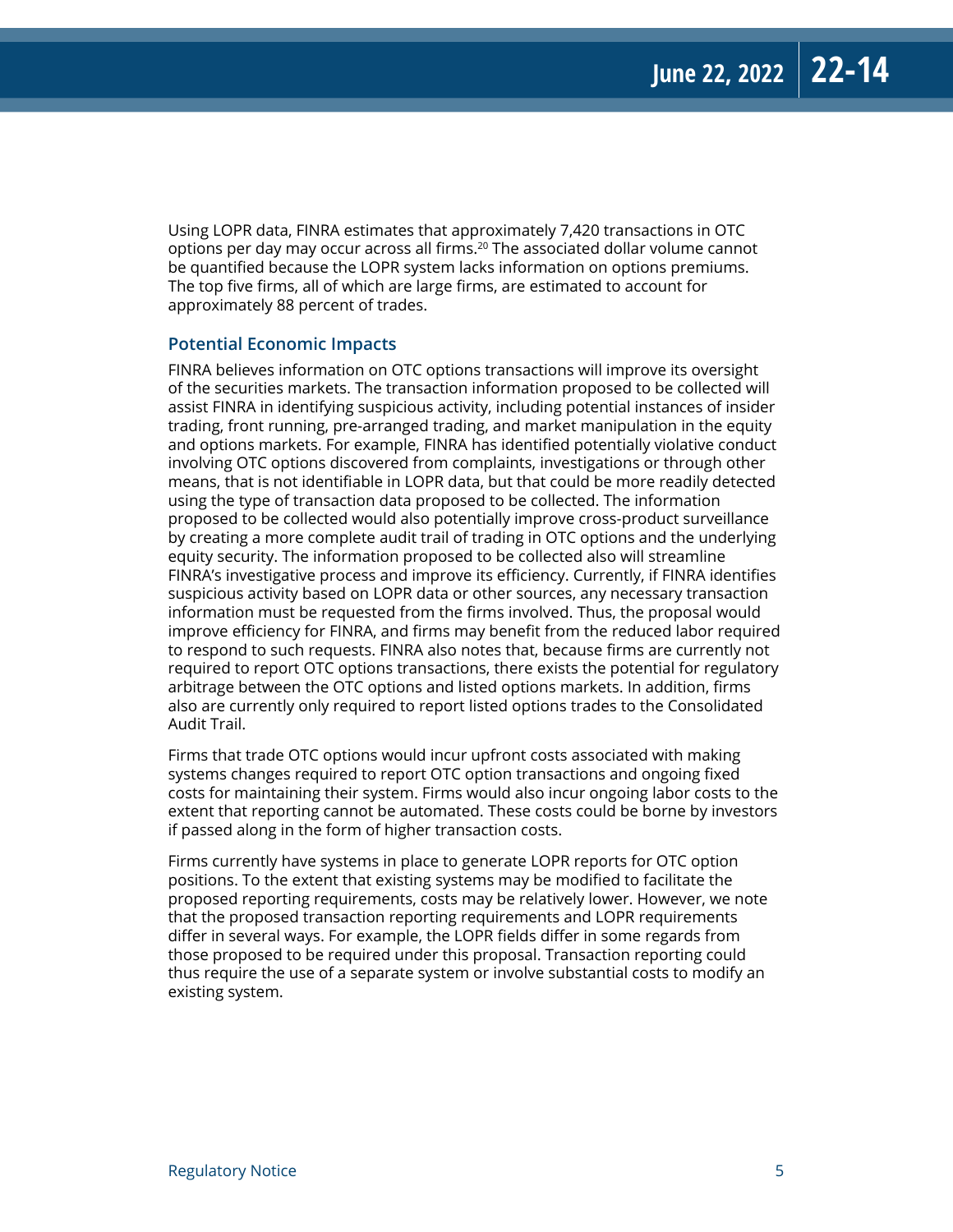Using LOPR data, FINRA estimates that approximately 7,420 transactions in OTC options per day may occur across all firms.[20] The associated dollar volume cannot be quantified because the LOPR system lacks information on options premiums. The top five firms, all of which are large firms, are estimated to account for approximately 88 percent of trades.

### Potential Economic Impacts

FINRA believes information on OTC options transactions will improve its oversight of the securities markets. The transaction information proposed to be collected will assist FINRA in identifying suspicious activity, including potential instances of insider trading, front running, pre-arranged trading, and market manipulation in the equity and options markets. For example, FINRA has identified potentially violative conduct involving OTC options discovered from complaints, investigations or through other means, that is not identifiable in LOPR data, but that could be more readily detected using the type of transaction data proposed to be collected. The information proposed to be collected would also potentially improve cross-product surveillance by creating a more complete audit trail of trading in OTC options and the underlying equity security. The information proposed to be collected also will streamline FINRA's investigative process and improve its efficiency. Currently, if FINRA identifies suspicious activity based on LOPR data or other sources, any necessary transaction information must be requested from the firms involved. Thus, the proposal would improve efficiency for FINRA, and firms may benefit from the reduced labor required to respond to such requests. FINRA also notes that, because firms are currently not required to report OTC options transactions, there exists the potential for regulatory arbitrage between the OTC options and listed options markets. In addition, firms also are currently only required to report listed options trades to the Consolidated Audit Trail.

Firms that trade OTC options would incur upfront costs associated with making systems changes required to report OTC option transactions and ongoing fixed costs for maintaining their system. Firms would also incur ongoing labor costs to the extent that reporting cannot be automated. These costs could be borne by investors if passed along in the form of higher transaction costs.

Firms currently have systems in place to generate LOPR reports for OTC option positions. To the extent that existing systems may be modified to facilitate the proposed reporting requirements, costs may be relatively lower. However, we note that the proposed transaction reporting requirements and LOPR requirements differ in several ways. For example, the LOPR fields differ in some regards from those proposed to be required under this proposal. Transaction reporting could thus require the use of a separate system or involve substantial costs to modify an existing system.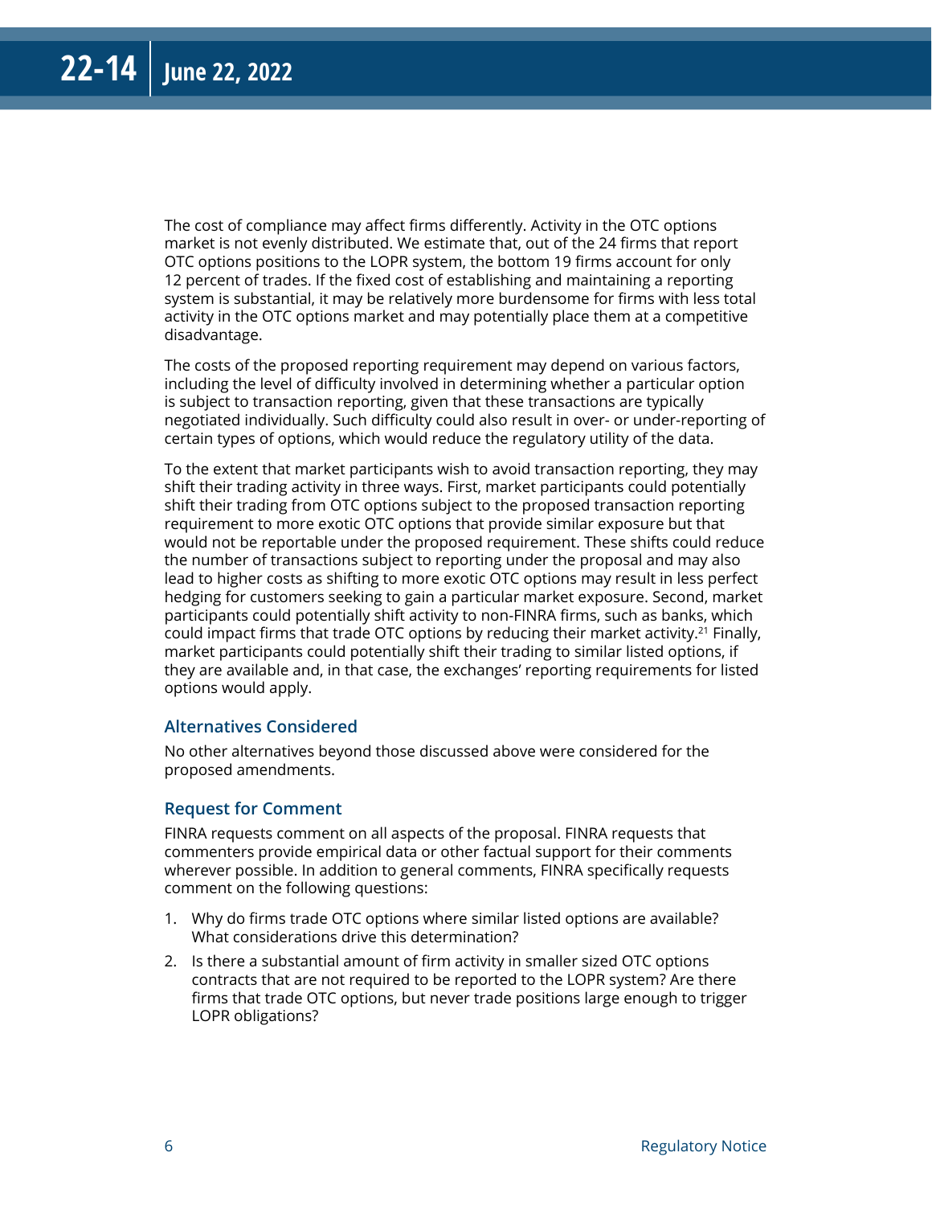The cost of compliance may affect firms differently. Activity in the OTC options market is not evenly distributed. We estimate that, out of the 24 firms that report OTC options positions to the LOPR system, the bottom 19 firms account for only 12 percent of trades. If the fixed cost of establishing and maintaining a reporting system is substantial, it may be relatively more burdensome for firms with less total activity in the OTC options market and may potentially place them at a competitive disadvantage.

The costs of the proposed reporting requirement may depend on various factors, including the level of difficulty involved in determining whether a particular option is subject to transaction reporting, given that these transactions are typically negotiated individually. Such difficulty could also result in over- or under-reporting of certain types of options, which would reduce the regulatory utility of the data.

To the extent that market participants wish to avoid transaction reporting, they may shift their trading activity in three ways. First, market participants could potentially shift their trading from OTC options subject to the proposed transaction reporting requirement to more exotic OTC options that provide similar exposure but that would not be reportable under the proposed requirement. These shifts could reduce the number of transactions subject to reporting under the proposal and may also lead to higher costs as shifting to more exotic OTC options may result in less perfect hedging for customers seeking to gain a particular market exposure. Second, market participants could potentially shift activity to non-FINRA firms, such as banks, which could impact firms that trade OTC options by reducing their market activity.[21] Finally, market participants could potentially shift their trading to similar listed options, if they are available and, in that case, the exchanges' reporting requirements for listed options would apply.

### Alternatives Considered

No other alternatives beyond those discussed above were considered for the proposed amendments.

### Request for Comment

FINRA requests comment on all aspects of the proposal. FINRA requests that commenters provide empirical data or other factual support for their comments wherever possible. In addition to general comments, FINRA specifically requests comment on the following questions:

1. Why do firms trade OTC options where similar listed options are available? What considerations drive this determination?
2. Is there a substantial amount of firm activity in smaller sized OTC options contracts that are not required to be reported to the LOPR system? Are there firms that trade OTC options, but never trade positions large enough to trigger LOPR obligations?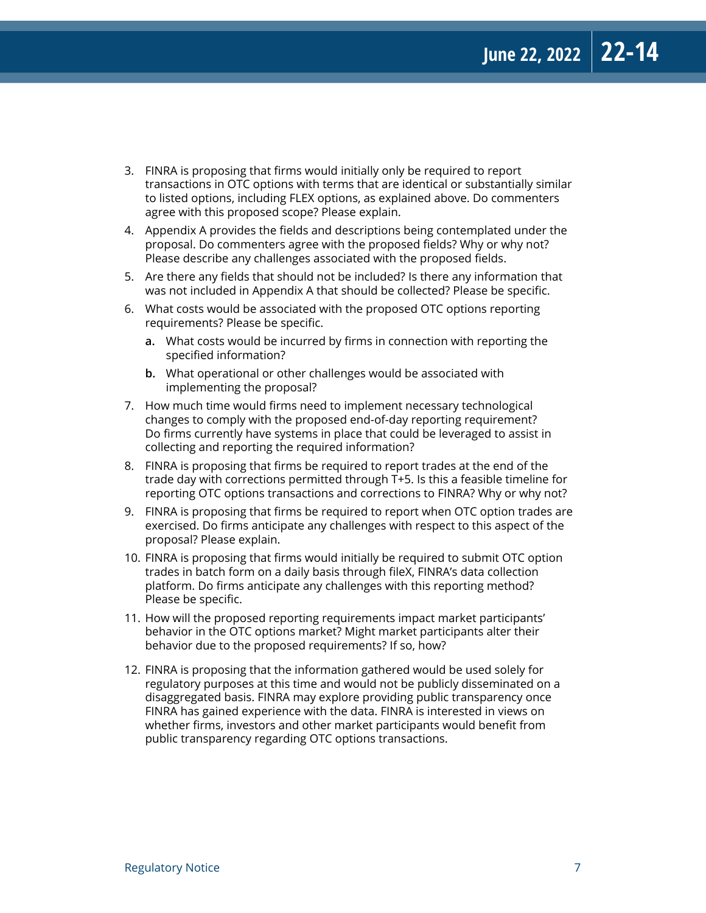3. FINRA is proposing that firms would initially only be required to report transactions in OTC options with terms that are identical or substantially similar to listed options, including FLEX options, as explained above. Do commenters agree with this proposed scope? Please explain.
4. Appendix A provides the fields and descriptions being contemplated under the proposal. Do commenters agree with the proposed fields? Why or why not? Please describe any challenges associated with the proposed fields.
5. Are there any fields that should not be included? Is there any information that was not included in Appendix A that should be collected? Please be specific.
6. What costs would be associated with the proposed OTC options reporting requirements? Please be specific.
   - **a.** What costs would be incurred by firms in connection with reporting the specified information?
   - **b.** What operational or other challenges would be associated with implementing the proposal?
7. How much time would firms need to implement necessary technological changes to comply with the proposed end-of-day reporting requirement? Do firms currently have systems in place that could be leveraged to assist in collecting and reporting the required information?
8. FINRA is proposing that firms be required to report trades at the end of the trade day with corrections permitted through T+5. Is this a feasible timeline for reporting OTC options transactions and corrections to FINRA? Why or why not?
9. FINRA is proposing that firms be required to report when OTC option trades are exercised. Do firms anticipate any challenges with respect to this aspect of the proposal? Please explain.
10. FINRA is proposing that firms would initially be required to submit OTC option trades in batch form on a daily basis through fileX, FINRA's data collection platform. Do firms anticipate any challenges with this reporting method? Please be specific.
11. How will the proposed reporting requirements impact market participants' behavior in the OTC options market? Might market participants alter their behavior due to the proposed requirements? If so, how?
12. FINRA is proposing that the information gathered would be used solely for regulatory purposes at this time and would not be publicly disseminated on a disaggregated basis. FINRA may explore providing public transparency once FINRA has gained experience with the data. FINRA is interested in views on whether firms, investors and other market participants would benefit from public transparency regarding OTC options transactions.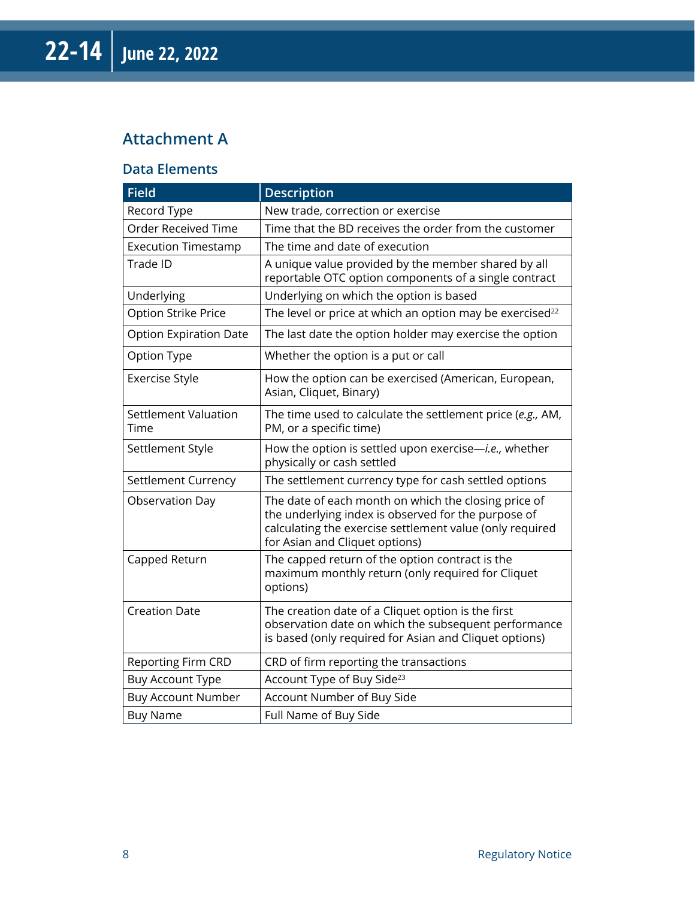## Attachment A

### Data Elements

| Field | Description |
| --- | --- |
| Record Type | New trade, correction or exercise |
| Order Received Time | Time that the BD receives the order from the customer |
| Execution Timestamp | The time and date of execution |
| Trade ID | A unique value provided by the member shared by all reportable OTC option components of a single contract |
| Underlying | Underlying on which the option is based |
| Option Strike Price | The level or price at which an option may be exercised[22] |
| Option Expiration Date | The last date the option holder may exercise the option |
| Option Type | Whether the option is a put or call |
| Exercise Style | How the option can be exercised (American, European, Asian, Cliquet, Binary) |
| Settlement Valuation Time | The time used to calculate the settlement price (*e.g.,* AM, PM, or a specific time) |
| Settlement Style | How the option is settled upon exercise—*i.e.,* whether physically or cash settled |
| Settlement Currency | The settlement currency type for cash settled options |
| Observation Day | The date of each month on which the closing price of the underlying index is observed for the purpose of calculating the exercise settlement value (only required for Asian and Cliquet options) |
| Capped Return | The capped return of the option contract is the maximum monthly return (only required for Cliquet options) |
| Creation Date | The creation date of a Cliquet option is the first observation date on which the subsequent performance is based (only required for Asian and Cliquet options) |
| Reporting Firm CRD | CRD of firm reporting the transactions |
| Buy Account Type | Account Type of Buy Side[23] |
| Buy Account Number | Account Number of Buy Side |
| Buy Name | Full Name of Buy Side |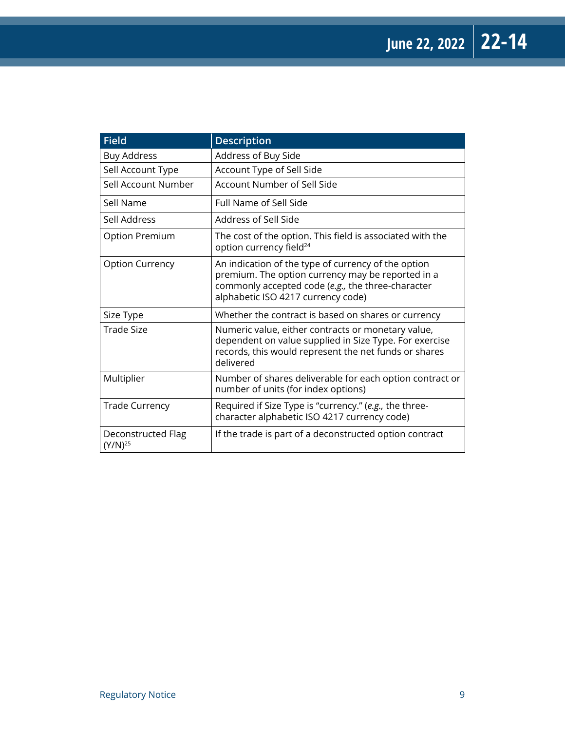| Field | Description |
| --- | --- |
| Buy Address | Address of Buy Side |
| Sell Account Type | Account Type of Sell Side |
| Sell Account Number | Account Number of Sell Side |
| Sell Name | Full Name of Sell Side |
| Sell Address | Address of Sell Side |
| Option Premium | The cost of the option. This field is associated with the option currency field[24] |
| Option Currency | An indication of the type of currency of the option premium. The option currency may be reported in a commonly accepted code (*e.g.,* the three-character alphabetic ISO 4217 currency code) |
| Size Type | Whether the contract is based on shares or currency |
| Trade Size | Numeric value, either contracts or monetary value, dependent on value supplied in Size Type. For exercise records, this would represent the net funds or shares delivered |
| Multiplier | Number of shares deliverable for each option contract or number of units (for index options) |
| Trade Currency | Required if Size Type is "currency." (*e.g.,* the three-character alphabetic ISO 4217 currency code) |
| Deconstructed Flag (Y/N)[25] | If the trade is part of a deconstructed option contract |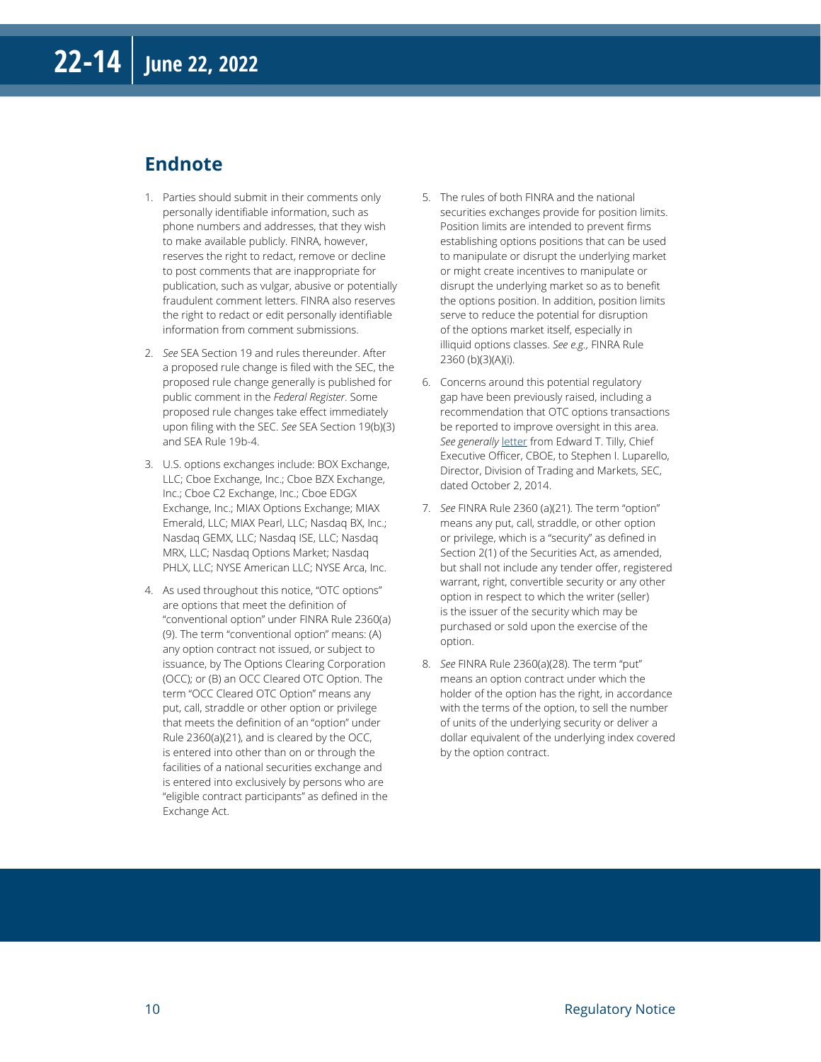## Endnote

1. Parties should submit in their comments only personally identifiable information, such as phone numbers and addresses, that they wish to make available publicly. FINRA, however, reserves the right to redact, remove or decline to post comments that are inappropriate for publication, such as vulgar, abusive or potentially fraudulent comment letters. FINRA also reserves the right to redact or edit personally identifiable information from comment submissions.

2. *See* SEA Section 19 and rules thereunder. After a proposed rule change is filed with the SEC, the proposed rule change generally is published for public comment in the *Federal Register*. Some proposed rule changes take effect immediately upon filing with the SEC. *See* SEA Section 19(b)(3) and SEA Rule 19b-4.

3. U.S. options exchanges include: BOX Exchange, LLC; Cboe Exchange, Inc.; Cboe BZX Exchange, Inc.; Cboe C2 Exchange, Inc.; Cboe EDGX Exchange, Inc.; MIAX Options Exchange; MIAX Emerald, LLC; MIAX Pearl, LLC; Nasdaq BX, Inc.; Nasdaq GEMX, LLC; Nasdaq ISE, LLC; Nasdaq MRX, LLC; Nasdaq Options Market; Nasdaq PHLX, LLC; NYSE American LLC; NYSE Arca, Inc.

4. As used throughout this notice, "OTC options" are options that meet the definition of "conventional option" under FINRA Rule 2360(a)(9). The term "conventional option" means: (A) any option contract not issued, or subject to issuance, by The Options Clearing Corporation (OCC); or (B) an OCC Cleared OTC Option. The term "OCC Cleared OTC Option" means any put, call, straddle or other option or privilege that meets the definition of an "option" under Rule 2360(a)(21), and is cleared by the OCC, is entered into other than on or through the facilities of a national securities exchange and is entered into exclusively by persons who are "eligible contract participants" as defined in the Exchange Act.

5. The rules of both FINRA and the national securities exchanges provide for position limits. Position limits are intended to prevent firms establishing options positions that can be used to manipulate or disrupt the underlying market or might create incentives to manipulate or disrupt the underlying market so as to benefit the options position. In addition, position limits serve to reduce the potential for disruption of the options market itself, especially in illiquid options classes. *See e.g.,* FINRA Rule 2360 (b)(3)(A)(i).

6. Concerns around this potential regulatory gap have been previously raised, including a recommendation that OTC options transactions be reported to improve oversight in this area. *See generally* letter from Edward T. Tilly, Chief Executive Officer, CBOE, to Stephen I. Luparello, Director, Division of Trading and Markets, SEC, dated October 2, 2014.

7. *See* FINRA Rule 2360 (a)(21). The term "option" means any put, call, straddle, or other option or privilege, which is a "security" as defined in Section 2(1) of the Securities Act, as amended, but shall not include any tender offer, registered warrant, right, convertible security or any other option in respect to which the writer (seller) is the issuer of the security which may be purchased or sold upon the exercise of the option.

8. *See* FINRA Rule 2360(a)(28). The term "put" means an option contract under which the holder of the option has the right, in accordance with the terms of the option, to sell the number of units of the underlying security or deliver a dollar equivalent of the underlying index covered by the option contract.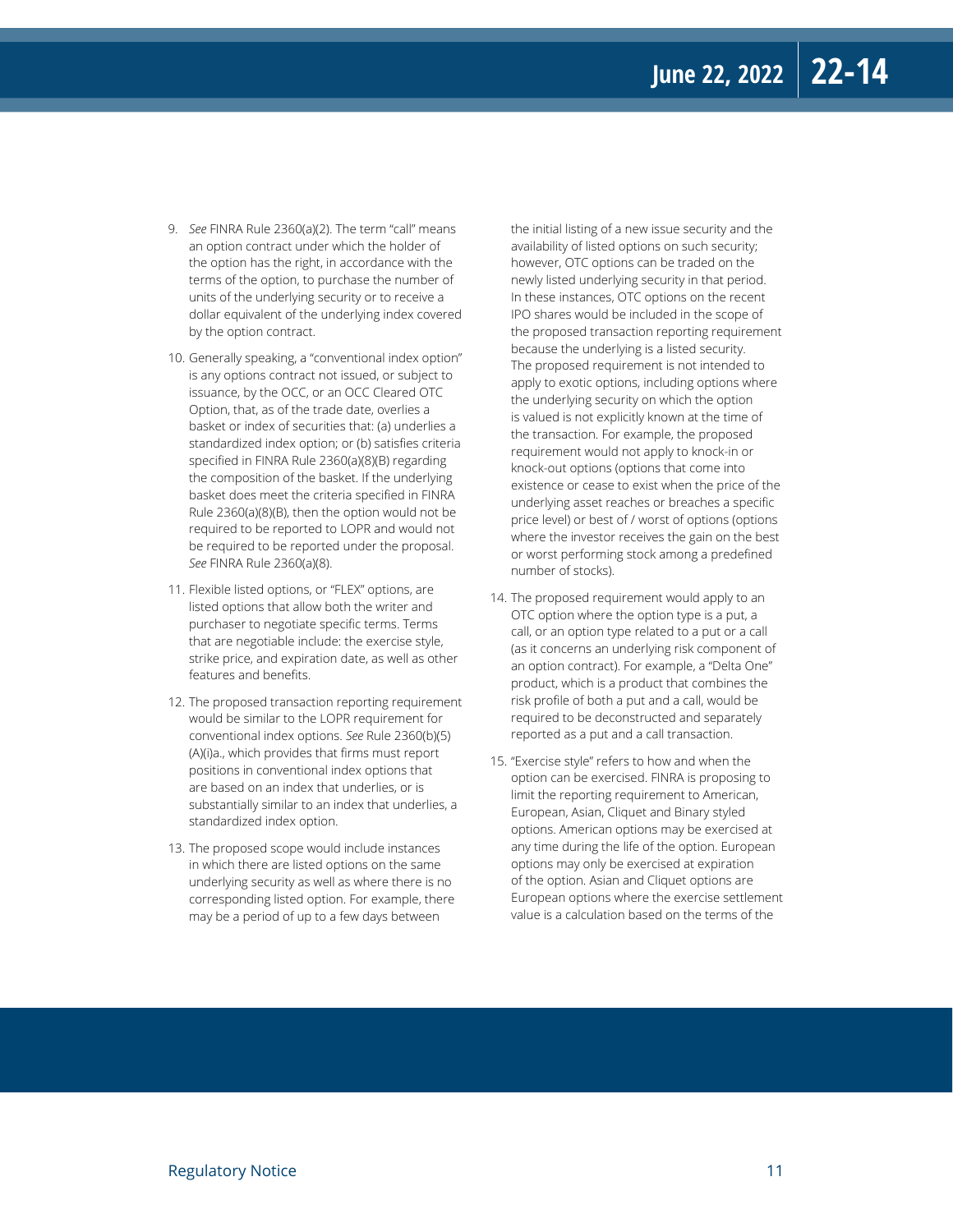9. *See* FINRA Rule 2360(a)(2). The term "call" means an option contract under which the holder of the option has the right, in accordance with the terms of the option, to purchase the number of units of the underlying security or to receive a dollar equivalent of the underlying index covered by the option contract.

10. Generally speaking, a "conventional index option" is any options contract not issued, or subject to issuance, by the OCC, or an OCC Cleared OTC Option, that, as of the trade date, overlies a basket or index of securities that: (a) underlies a standardized index option; or (b) satisfies criteria specified in FINRA Rule 2360(a)(8)(B) regarding the composition of the basket. If the underlying basket does meet the criteria specified in FINRA Rule 2360(a)(8)(B), then the option would not be required to be reported to LOPR and would not be required to be reported under the proposal. *See* FINRA Rule 2360(a)(8).

11. Flexible listed options, or "FLEX" options, are listed options that allow both the writer and purchaser to negotiate specific terms. Terms that are negotiable include: the exercise style, strike price, and expiration date, as well as other features and benefits.

12. The proposed transaction reporting requirement would be similar to the LOPR requirement for conventional index options. *See* Rule 2360(b)(5)(A)(i)a., which provides that firms must report positions in conventional index options that are based on an index that underlies, or is substantially similar to an index that underlies, a standardized index option.

13. The proposed scope would include instances in which there are listed options on the same underlying security as well as where there is no corresponding listed option. For example, there may be a period of up to a few days between the initial listing of a new issue security and the availability of listed options on such security; however, OTC options can be traded on the newly listed underlying security in that period. In these instances, OTC options on the recent IPO shares would be included in the scope of the proposed transaction reporting requirement because the underlying is a listed security. The proposed requirement is not intended to apply to exotic options, including options where the underlying security on which the option is valued is not explicitly known at the time of the transaction. For example, the proposed requirement would not apply to knock-in or knock-out options (options that come into existence or cease to exist when the price of the underlying asset reaches or breaches a specific price level) or best of / worst of options (options where the investor receives the gain on the best or worst performing stock among a predefined number of stocks).

14. The proposed requirement would apply to an OTC option where the option type is a put, a call, or an option type related to a put or a call (as it concerns an underlying risk component of an option contract). For example, a "Delta One" product, which is a product that combines the risk profile of both a put and a call, would be required to be deconstructed and separately reported as a put and a call transaction.

15. "Exercise style" refers to how and when the option can be exercised. FINRA is proposing to limit the reporting requirement to American, European, Asian, Cliquet and Binary styled options. American options may be exercised at any time during the life of the option. European options may only be exercised at expiration of the option. Asian and Cliquet options are European options where the exercise settlement value is a calculation based on the terms of the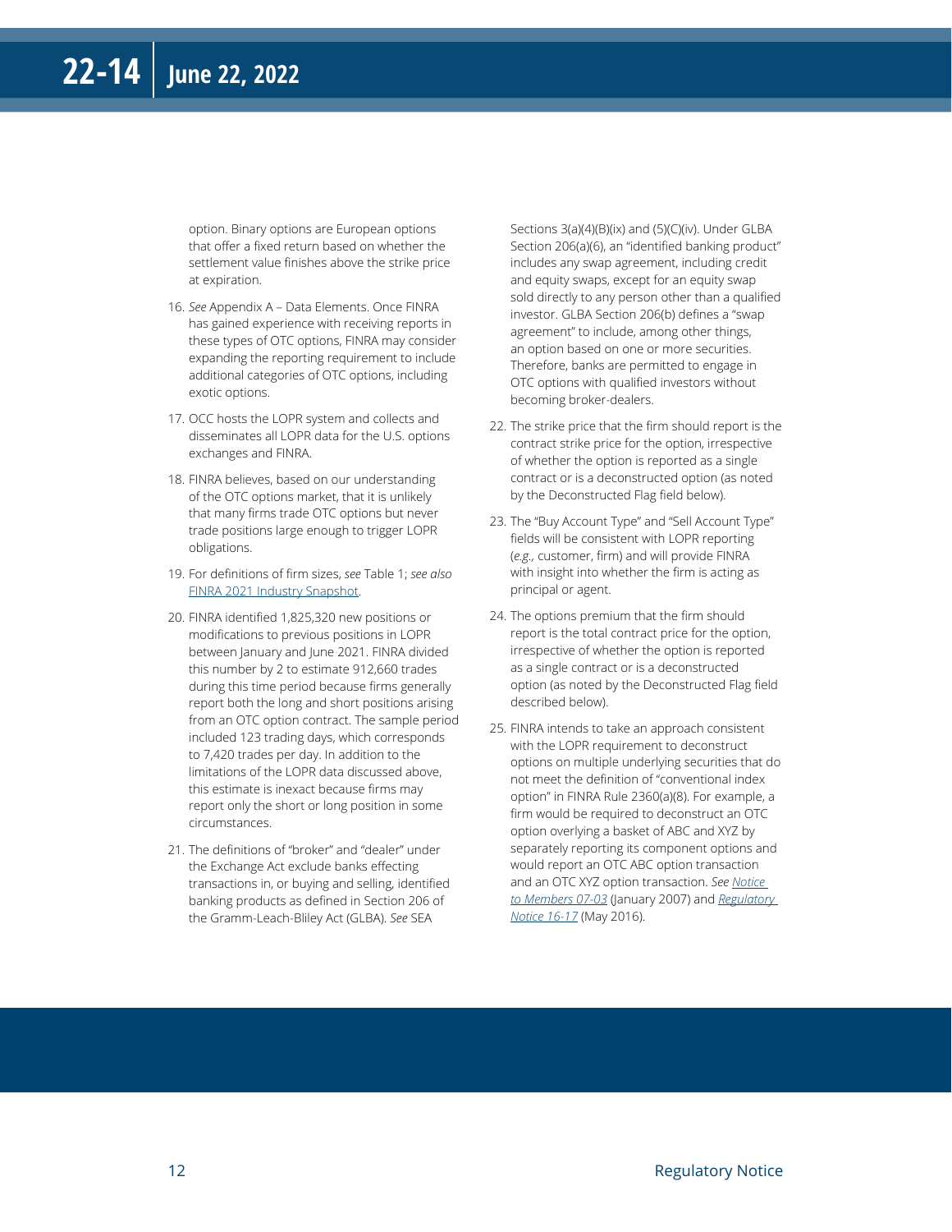option. Binary options are European options that offer a fixed return based on whether the settlement value finishes above the strike price at expiration.

16. *See* Appendix A – Data Elements. Once FINRA has gained experience with receiving reports in these types of OTC options, FINRA may consider expanding the reporting requirement to include additional categories of OTC options, including exotic options.

17. OCC hosts the LOPR system and collects and disseminates all LOPR data for the U.S. options exchanges and FINRA.

18. FINRA believes, based on our understanding of the OTC options market, that it is unlikely that many firms trade OTC options but never trade positions large enough to trigger LOPR obligations.

19. For definitions of firm sizes, *see* Table 1; *see also* FINRA 2021 Industry Snapshot.

20. FINRA identified 1,825,320 new positions or modifications to previous positions in LOPR between January and June 2021. FINRA divided this number by 2 to estimate 912,660 trades during this time period because firms generally report both the long and short positions arising from an OTC option contract. The sample period included 123 trading days, which corresponds to 7,420 trades per day. In addition to the limitations of the LOPR data discussed above, this estimate is inexact because firms may report only the short or long position in some circumstances.

21. The definitions of "broker" and "dealer" under the Exchange Act exclude banks effecting transactions in, or buying and selling, identified banking products as defined in Section 206 of the Gramm-Leach-Bliley Act (GLBA). *See* SEA Sections 3(a)(4)(B)(ix) and (5)(C)(iv). Under GLBA Section 206(a)(6), an "identified banking product" includes any swap agreement, including credit and equity swaps, except for an equity swap sold directly to any person other than a qualified investor. GLBA Section 206(b) defines a "swap agreement" to include, among other things, an option based on one or more securities. Therefore, banks are permitted to engage in OTC options with qualified investors without becoming broker-dealers.

22. The strike price that the firm should report is the contract strike price for the option, irrespective of whether the option is reported as a single contract or is a deconstructed option (as noted by the Deconstructed Flag field below).

23. The "Buy Account Type" and "Sell Account Type" fields will be consistent with LOPR reporting (*e.g.,* customer, firm) and will provide FINRA with insight into whether the firm is acting as principal or agent.

24. The options premium that the firm should report is the total contract price for the option, irrespective of whether the option is reported as a single contract or is a deconstructed option (as noted by the Deconstructed Flag field described below).

25. FINRA intends to take an approach consistent with the LOPR requirement to deconstruct options on multiple underlying securities that do not meet the definition of "conventional index option" in FINRA Rule 2360(a)(8). For example, a firm would be required to deconstruct an OTC option overlying a basket of ABC and XYZ by separately reporting its component options and would report an OTC ABC option transaction and an OTC XYZ option transaction. *See Notice to Members 07-03* (January 2007) and *Regulatory Notice 16-17* (May 2016).